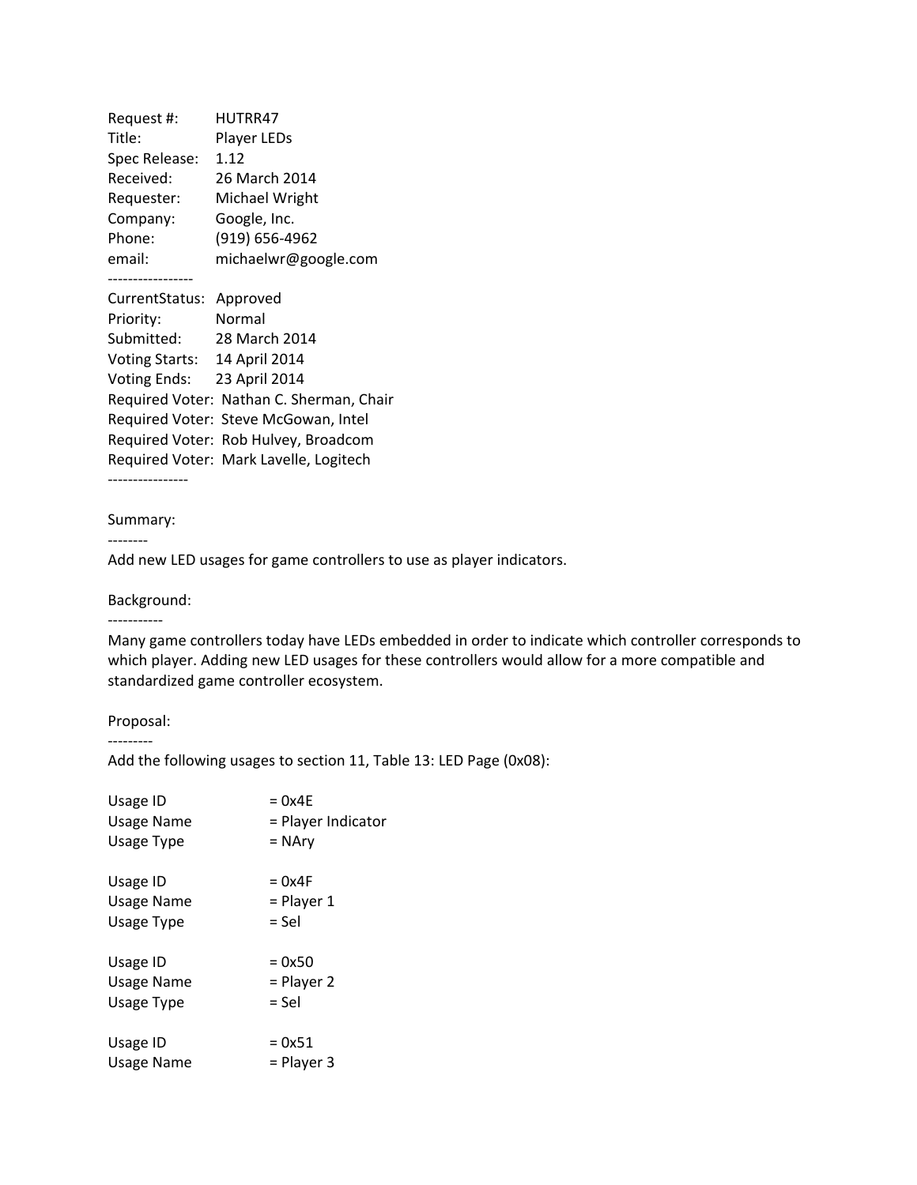Request #: HUTRR47
Title: Player LEDs
Spec Release: 1.12
Received: 26 March 2014
Requester: Michael Wright
Company: Google, Inc.
Phone: (919) 656-4962
email: michaelwr@google.com

-----------------

CurrentStatus: Approved
Priority: Normal
Submitted: 28 March 2014
Voting Starts: 14 April 2014
Voting Ends: 23 April 2014
Required Voter: Nathan C. Sherman, Chair
Required Voter: Steve McGowan, Intel
Required Voter: Rob Hulvey, Broadcom
Required Voter: Mark Lavelle, Logitech

----------------

Summary:

--------

Add new LED usages for game controllers to use as player indicators.

Background:

-----------

Many game controllers today have LEDs embedded in order to indicate which controller corresponds to which player. Adding new LED usages for these controllers would allow for a more compatible and standardized game controller ecosystem.

Proposal:

---------

Add the following usages to section 11, Table 13: LED Page (0x08):

```
Usage ID            = 0x4E
Usage Name          = Player Indicator
Usage Type          = NAry

Usage ID            = 0x4F
Usage Name          = Player 1
Usage Type          = Sel

Usage ID            = 0x50
Usage Name          = Player 2
Usage Type          = Sel

Usage ID            = 0x51
Usage Name          = Player 3
```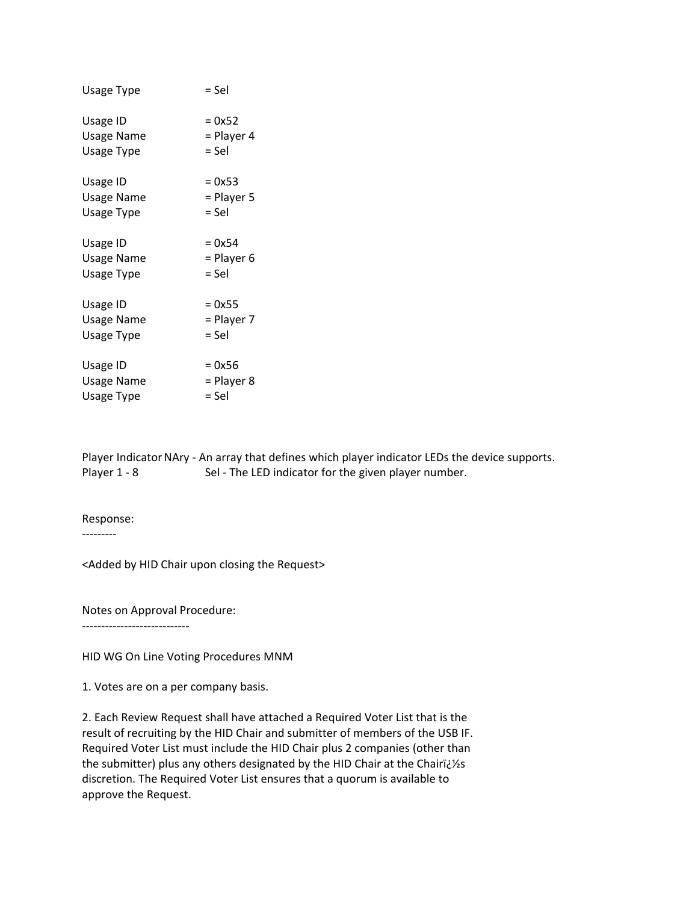```
Usage Type              = Sel

Usage ID                = 0x52
Usage Name              = Player 4
Usage Type              = Sel

Usage ID                = 0x53
Usage Name              = Player 5
Usage Type              = Sel

Usage ID                = 0x54
Usage Name              = Player 6
Usage Type              = Sel

Usage ID                = 0x55
Usage Name              = Player 7
Usage Type              = Sel

Usage ID                = 0x56
Usage Name              = Player 8
Usage Type              = Sel
```

```
Player Indicator NAry - An array that defines which player indicator LEDs the device supports.
Player 1 - 8          Sel - The LED indicator for the given player number.
```

Response:
---------

<Added by HID Chair upon closing the Request>

Notes on Approval Procedure:
----------------------------

HID WG On Line Voting Procedures MNM

1. Votes are on a per company basis.

2. Each Review Request shall have attached a Required Voter List that is the result of recruiting by the HID Chair and submitter of members of the USB IF. Required Voter List must include the HID Chair plus 2 companies (other than the submitter) plus any others designated by the HID Chair at the Chairï¿½s discretion. The Required Voter List ensures that a quorum is available to approve the Request.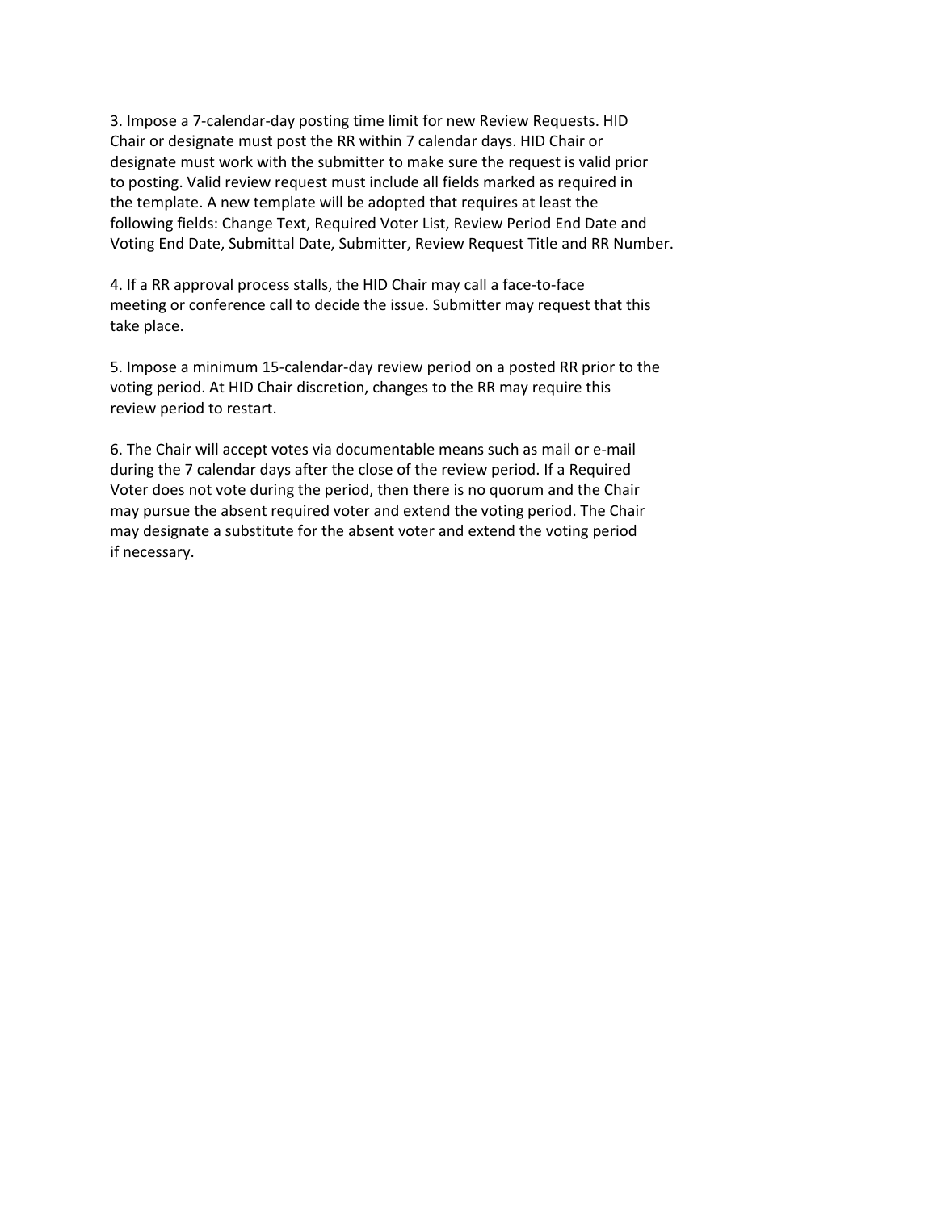3. Impose a 7-calendar-day posting time limit for new Review Requests. HID Chair or designate must post the RR within 7 calendar days. HID Chair or designate must work with the submitter to make sure the request is valid prior to posting. Valid review request must include all fields marked as required in the template. A new template will be adopted that requires at least the following fields: Change Text, Required Voter List, Review Period End Date and Voting End Date, Submittal Date, Submitter, Review Request Title and RR Number.

4. If a RR approval process stalls, the HID Chair may call a face-to-face meeting or conference call to decide the issue. Submitter may request that this take place.

5. Impose a minimum 15-calendar-day review period on a posted RR prior to the voting period. At HID Chair discretion, changes to the RR may require this review period to restart.

6. The Chair will accept votes via documentable means such as mail or e-mail during the 7 calendar days after the close of the review period. If a Required Voter does not vote during the period, then there is no quorum and the Chair may pursue the absent required voter and extend the voting period. The Chair may designate a substitute for the absent voter and extend the voting period if necessary.